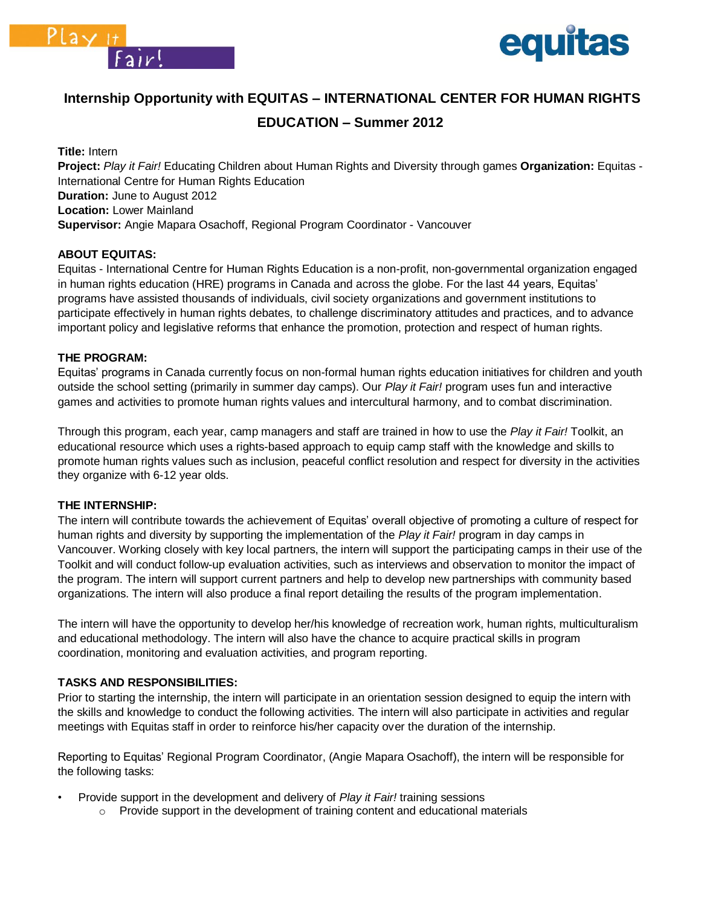Play it Fair!

equitas

# Internship Opportunity with EQUITAS – INTERNATIONAL CENTER FOR HUMAN RIGHTS EDUCATION – Summer 2012

**Title:** Intern
**Project:** *Play it Fair!* Educating Children about Human Rights and Diversity through games **Organization:** Equitas - International Centre for Human Rights Education
**Duration:** June to August 2012
**Location:** Lower Mainland
**Supervisor:** Angie Mapara Osachoff, Regional Program Coordinator - Vancouver

**ABOUT EQUITAS:**
Equitas - International Centre for Human Rights Education is a non-profit, non-governmental organization engaged in human rights education (HRE) programs in Canada and across the globe. For the last 44 years, Equitas' programs have assisted thousands of individuals, civil society organizations and government institutions to participate effectively in human rights debates, to challenge discriminatory attitudes and practices, and to advance important policy and legislative reforms that enhance the promotion, protection and respect of human rights.

**THE PROGRAM:**
Equitas' programs in Canada currently focus on non-formal human rights education initiatives for children and youth outside the school setting (primarily in summer day camps). Our *Play it Fair!* program uses fun and interactive games and activities to promote human rights values and intercultural harmony, and to combat discrimination.

Through this program, each year, camp managers and staff are trained in how to use the *Play it Fair!* Toolkit, an educational resource which uses a rights-based approach to equip camp staff with the knowledge and skills to promote human rights values such as inclusion, peaceful conflict resolution and respect for diversity in the activities they organize with 6-12 year olds.

**THE INTERNSHIP:**
The intern will contribute towards the achievement of Equitas' overall objective of promoting a culture of respect for human rights and diversity by supporting the implementation of the *Play it Fair!* program in day camps in Vancouver. Working closely with key local partners, the intern will support the participating camps in their use of the Toolkit and will conduct follow-up evaluation activities, such as interviews and observation to monitor the impact of the program. The intern will support current partners and help to develop new partnerships with community based organizations. The intern will also produce a final report detailing the results of the program implementation.

The intern will have the opportunity to develop her/his knowledge of recreation work, human rights, multiculturalism and educational methodology. The intern will also have the chance to acquire practical skills in program coordination, monitoring and evaluation activities, and program reporting.

**TASKS AND RESPONSIBILITIES:**
Prior to starting the internship, the intern will participate in an orientation session designed to equip the intern with the skills and knowledge to conduct the following activities. The intern will also participate in activities and regular meetings with Equitas staff in order to reinforce his/her capacity over the duration of the internship.

Reporting to Equitas' Regional Program Coordinator, (Angie Mapara Osachoff), the intern will be responsible for the following tasks:

- Provide support in the development and delivery of *Play it Fair!* training sessions
    - Provide support in the development of training content and educational materials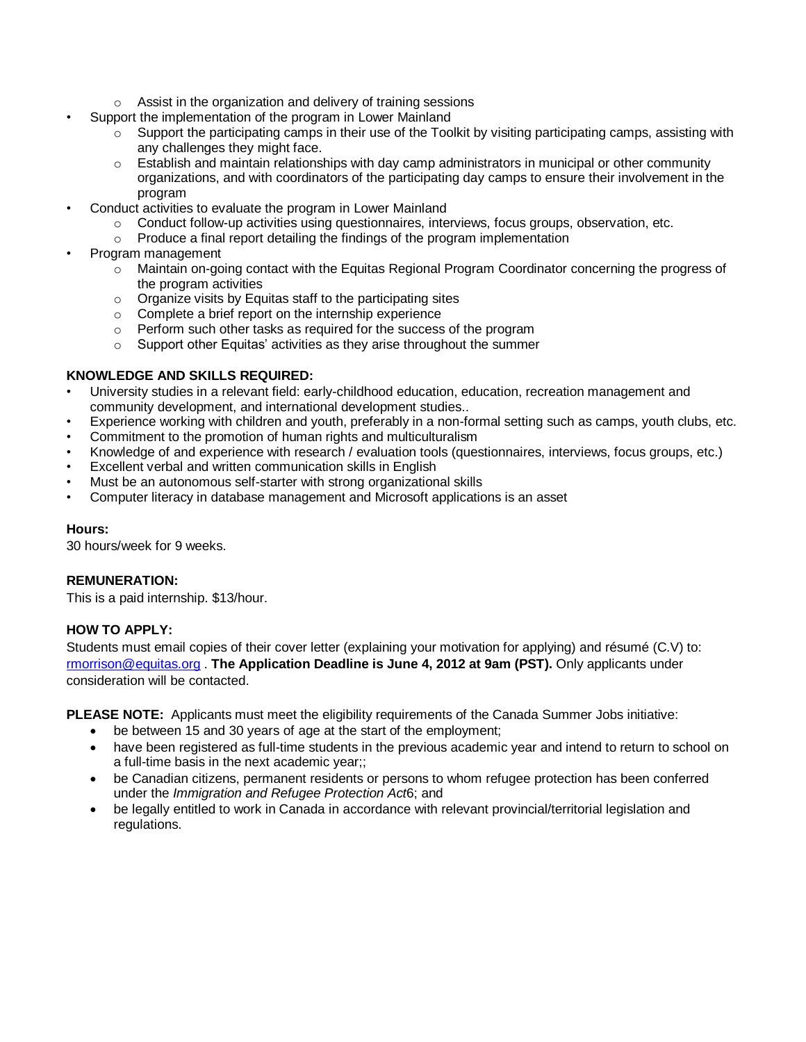- Assist in the organization and delivery of training sessions
- Support the implementation of the program in Lower Mainland
  - Support the participating camps in their use of the Toolkit by visiting participating camps, assisting with any challenges they might face.
  - Establish and maintain relationships with day camp administrators in municipal or other community organizations, and with coordinators of the participating day camps to ensure their involvement in the program
- Conduct activities to evaluate the program in Lower Mainland
  - Conduct follow-up activities using questionnaires, interviews, focus groups, observation, etc.
  - Produce a final report detailing the findings of the program implementation
- Program management
  - Maintain on-going contact with the Equitas Regional Program Coordinator concerning the progress of the program activities
  - Organize visits by Equitas staff to the participating sites
  - Complete a brief report on the internship experience
  - Perform such other tasks as required for the success of the program
  - Support other Equitas' activities as they arise throughout the summer

**KNOWLEDGE AND SKILLS REQUIRED:**

- University studies in a relevant field: early-childhood education, education, recreation management and community development, and international development studies..
- Experience working with children and youth, preferably in a non-formal setting such as camps, youth clubs, etc.
- Commitment to the promotion of human rights and multiculturalism
- Knowledge of and experience with research / evaluation tools (questionnaires, interviews, focus groups, etc.)
- Excellent verbal and written communication skills in English
- Must be an autonomous self-starter with strong organizational skills
- Computer literacy in database management and Microsoft applications is an asset

**Hours:**

30 hours/week for 9 weeks.

**REMUNERATION:**

This is a paid internship. $13/hour.

**HOW TO APPLY:**

Students must email copies of their cover letter (explaining your motivation for applying) and résumé (C.V) to: rmorrison@equitas.org . **The Application Deadline is June 4, 2012 at 9am (PST).** Only applicants under consideration will be contacted.

**PLEASE NOTE:** Applicants must meet the eligibility requirements of the Canada Summer Jobs initiative:

- be between 15 and 30 years of age at the start of the employment;
- have been registered as full-time students in the previous academic year and intend to return to school on a full-time basis in the next academic year;;
- be Canadian citizens, permanent residents or persons to whom refugee protection has been conferred under the *Immigration and Refugee Protection Act*6; and
- be legally entitled to work in Canada in accordance with relevant provincial/territorial legislation and regulations.